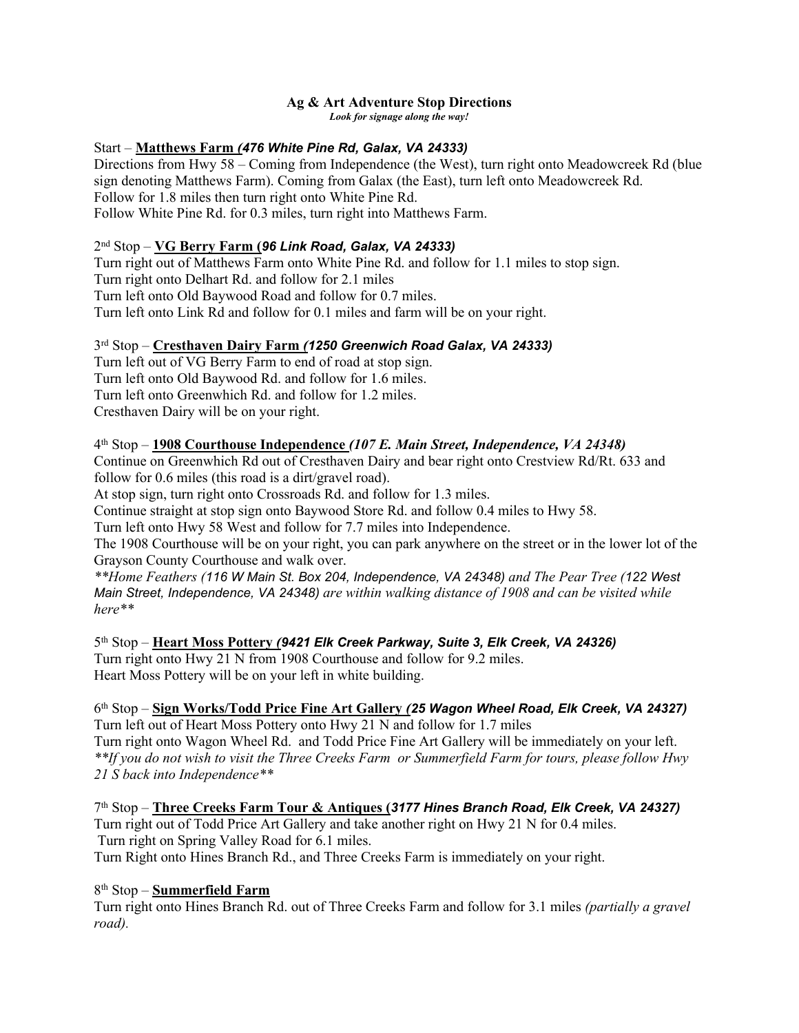# Ag & Art Adventure Stop Directions

***Look for signage along the way!***

Start – **Matthews Farm** ***(476 White Pine Rd, Galax, VA 24333)***

Directions from Hwy 58 – Coming from Independence (the West), turn right onto Meadowcreek Rd (blue sign denoting Matthews Farm). Coming from Galax (the East), turn left onto Meadowcreek Rd.
Follow for 1.8 miles then turn right onto White Pine Rd.
Follow White Pine Rd. for 0.3 miles, turn right into Matthews Farm.

2nd Stop – **VG Berry Farm (*96 Link Road, Galax, VA 24333)***

Turn right out of Matthews Farm onto White Pine Rd. and follow for 1.1 miles to stop sign.
Turn right onto Delhart Rd. and follow for 2.1 miles
Turn left onto Old Baywood Road and follow for 0.7 miles.
Turn left onto Link Rd and follow for 0.1 miles and farm will be on your right.

3rd Stop – **Cresthaven Dairy Farm** ***(1250 Greenwich Road Galax, VA 24333)***

Turn left out of VG Berry Farm to end of road at stop sign.
Turn left onto Old Baywood Rd. and follow for 1.6 miles.
Turn left onto Greenwhich Rd. and follow for 1.2 miles.
Cresthaven Dairy will be on your right.

4th Stop – **1908 Courthouse Independence** ***(107 E. Main Street, Independence, VA 24348)***

Continue on Greenwhich Rd out of Cresthaven Dairy and bear right onto Crestview Rd/Rt. 633 and follow for 0.6 miles (this road is a dirt/gravel road).
At stop sign, turn right onto Crossroads Rd. and follow for 1.3 miles.
Continue straight at stop sign onto Baywood Store Rd. and follow 0.4 miles to Hwy 58.
Turn left onto Hwy 58 West and follow for 7.7 miles into Independence.
The 1908 Courthouse will be on your right, you can park anywhere on the street or in the lower lot of the Grayson County Courthouse and walk over.
*\*\*Home Feathers (116 W Main St. Box 204, Independence, VA 24348) and The Pear Tree (122 West Main Street, Independence, VA 24348) are within walking distance of 1908 and can be visited while here\*\**

5th Stop – **Heart Moss Pottery** ***(9421 Elk Creek Parkway, Suite 3, Elk Creek, VA 24326)***

Turn right onto Hwy 21 N from 1908 Courthouse and follow for 9.2 miles.
Heart Moss Pottery will be on your left in white building.

6th Stop – **Sign Works/Todd Price Fine Art Gallery** ***(25 Wagon Wheel Road, Elk Creek, VA 24327)***

Turn left out of Heart Moss Pottery onto Hwy 21 N and follow for 1.7 miles
Turn right onto Wagon Wheel Rd. and Todd Price Fine Art Gallery will be immediately on your left.
*\*\*If you do not wish to visit the Three Creeks Farm or Summerfield Farm for tours, please follow Hwy 21 S back into Independence\*\**

7th Stop – **Three Creeks Farm Tour & Antiques (*3177 Hines Branch Road, Elk Creek, VA 24327)***

Turn right out of Todd Price Art Gallery and take another right on Hwy 21 N for 0.4 miles.
Turn right on Spring Valley Road for 6.1 miles.
Turn Right onto Hines Branch Rd., and Three Creeks Farm is immediately on your right.

8th Stop – **Summerfield Farm**

Turn right onto Hines Branch Rd. out of Three Creeks Farm and follow for 3.1 miles *(partially a gravel road).*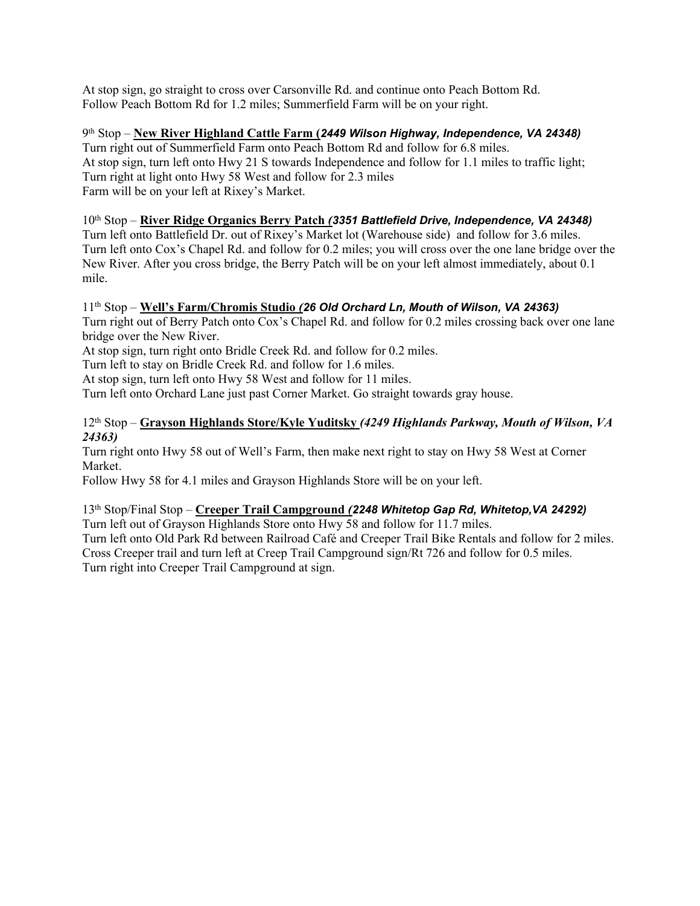At stop sign, go straight to cross over Carsonville Rd. and continue onto Peach Bottom Rd.
Follow Peach Bottom Rd for 1.2 miles; Summerfield Farm will be on your right.

9th Stop – **New River Highland Cattle Farm (*2449 Wilson Highway, Independence, VA 24348)***
Turn right out of Summerfield Farm onto Peach Bottom Rd and follow for 6.8 miles.
At stop sign, turn left onto Hwy 21 S towards Independence and follow for 1.1 miles to traffic light;
Turn right at light onto Hwy 58 West and follow for 2.3 miles
Farm will be on your left at Rixey's Market.

10th Stop – **River Ridge Organics Berry Patch *(3351 Battlefield Drive, Independence, VA 24348)***
Turn left onto Battlefield Dr. out of Rixey's Market lot (Warehouse side) and follow for 3.6 miles.
Turn left onto Cox's Chapel Rd. and follow for 0.2 miles; you will cross over the one lane bridge over the New River. After you cross bridge, the Berry Patch will be on your left almost immediately, about 0.1 mile.

11th Stop – **Well's Farm/Chromis Studio *(26 Old Orchard Ln, Mouth of Wilson, VA 24363)***
Turn right out of Berry Patch onto Cox's Chapel Rd. and follow for 0.2 miles crossing back over one lane bridge over the New River.
At stop sign, turn right onto Bridle Creek Rd. and follow for 0.2 miles.
Turn left to stay on Bridle Creek Rd. and follow for 1.6 miles.
At stop sign, turn left onto Hwy 58 West and follow for 11 miles.
Turn left onto Orchard Lane just past Corner Market. Go straight towards gray house.

12th Stop – **Grayson Highlands Store/Kyle Yuditsky *(4249 Highlands Parkway, Mouth of Wilson, VA 24363)***
Turn right onto Hwy 58 out of Well's Farm, then make next right to stay on Hwy 58 West at Corner Market.
Follow Hwy 58 for 4.1 miles and Grayson Highlands Store will be on your left.

13th Stop/Final Stop – **Creeper Trail Campground *(2248 Whitetop Gap Rd, Whitetop,VA 24292)***
Turn left out of Grayson Highlands Store onto Hwy 58 and follow for 11.7 miles.
Turn left onto Old Park Rd between Railroad Café and Creeper Trail Bike Rentals and follow for 2 miles.
Cross Creeper trail and turn left at Creep Trail Campground sign/Rt 726 and follow for 0.5 miles.
Turn right into Creeper Trail Campground at sign.